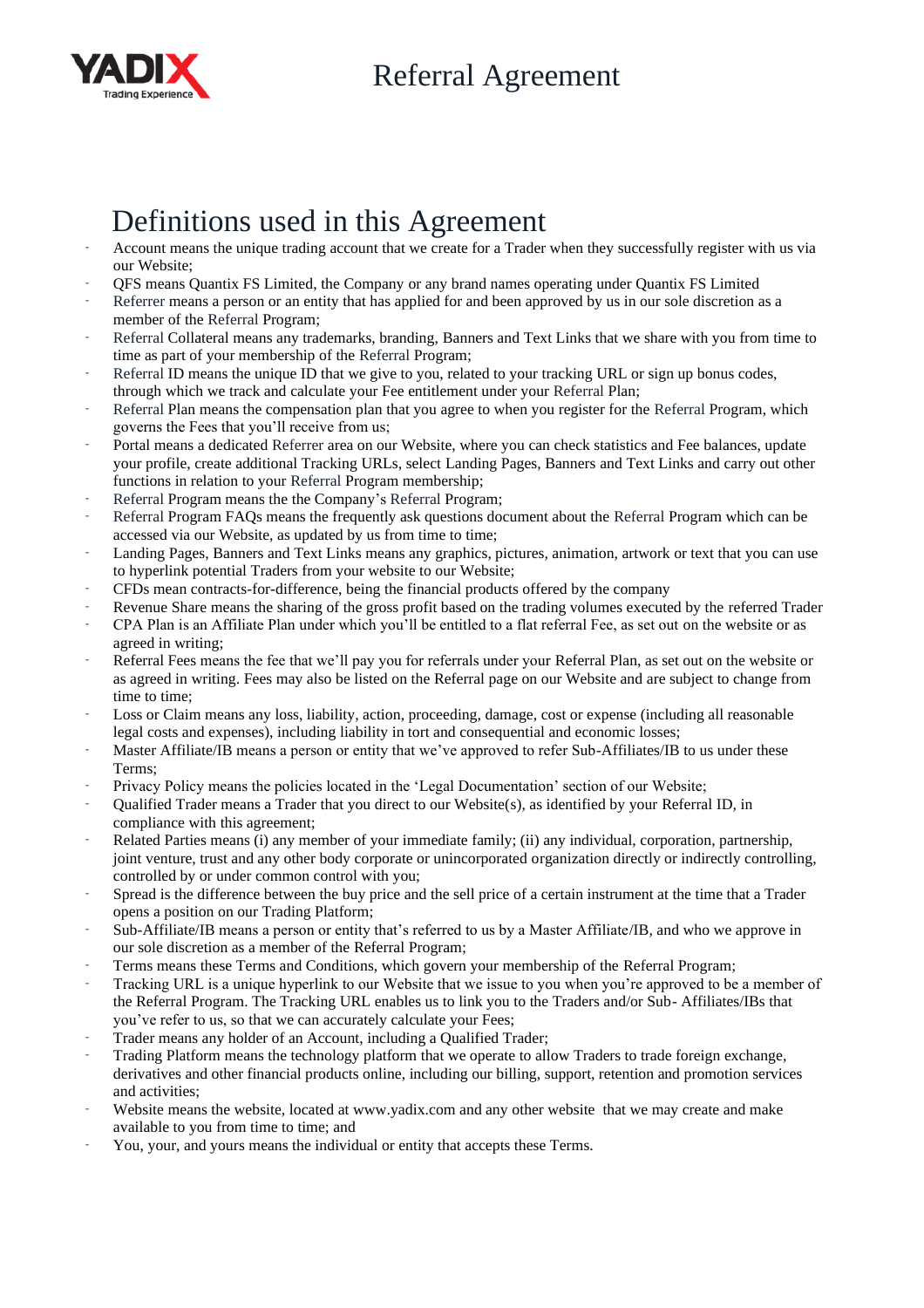# Referral Agreement

## Definitions used in this Agreement

- Account means the unique trading account that we create for a Trader when they successfully register with us via our Website;
- QFS means Quantix FS Limited, the Company or any brand names operating under Quantix FS Limited
- Referrer means a person or an entity that has applied for and been approved by us in our sole discretion as a member of the Referral Program;
- Referral Collateral means any trademarks, branding, Banners and Text Links that we share with you from time to time as part of your membership of the Referral Program;
- Referral ID means the unique ID that we give to you, related to your tracking URL or sign up bonus codes, through which we track and calculate your Fee entitlement under your Referral Plan;
- Referral Plan means the compensation plan that you agree to when you register for the Referral Program, which governs the Fees that you'll receive from us;
- Portal means a dedicated Referrer area on our Website, where you can check statistics and Fee balances, update your profile, create additional Tracking URLs, select Landing Pages, Banners and Text Links and carry out other functions in relation to your Referral Program membership;
- Referral Program means the the Company's Referral Program;
- Referral Program FAQs means the frequently ask questions document about the Referral Program which can be accessed via our Website, as updated by us from time to time;
- Landing Pages, Banners and Text Links means any graphics, pictures, animation, artwork or text that you can use to hyperlink potential Traders from your website to our Website;
- CFDs mean contracts-for-difference, being the financial products offered by the company
- Revenue Share means the sharing of the gross profit based on the trading volumes executed by the referred Trader
- CPA Plan is an Affiliate Plan under which you'll be entitled to a flat referral Fee, as set out on the website or as agreed in writing;
- Referral Fees means the fee that we'll pay you for referrals under your Referral Plan, as set out on the website or as agreed in writing. Fees may also be listed on the Referral page on our Website and are subject to change from time to time;
- Loss or Claim means any loss, liability, action, proceeding, damage, cost or expense (including all reasonable legal costs and expenses), including liability in tort and consequential and economic losses;
- Master Affiliate/IB means a person or entity that we've approved to refer Sub-Affiliates/IB to us under these Terms;
- Privacy Policy means the policies located in the 'Legal Documentation' section of our Website;
- Qualified Trader means a Trader that you direct to our Website(s), as identified by your Referral ID, in compliance with this agreement;
- Related Parties means (i) any member of your immediate family; (ii) any individual, corporation, partnership, joint venture, trust and any other body corporate or unincorporated organization directly or indirectly controlling, controlled by or under common control with you;
- Spread is the difference between the buy price and the sell price of a certain instrument at the time that a Trader opens a position on our Trading Platform;
- Sub-Affiliate/IB means a person or entity that's referred to us by a Master Affiliate/IB, and who we approve in our sole discretion as a member of the Referral Program;
- Terms means these Terms and Conditions, which govern your membership of the Referral Program;
- Tracking URL is a unique hyperlink to our Website that we issue to you when you're approved to be a member of the Referral Program. The Tracking URL enables us to link you to the Traders and/or Sub- Affiliates/IBs that you've refer to us, so that we can accurately calculate your Fees;
- Trader means any holder of an Account, including a Qualified Trader;
- Trading Platform means the technology platform that we operate to allow Traders to trade foreign exchange, derivatives and other financial products online, including our billing, support, retention and promotion services and activities;
- Website means the website, located at www.yadix.com and any other website that we may create and make available to you from time to time; and
- You, your, and yours means the individual or entity that accepts these Terms.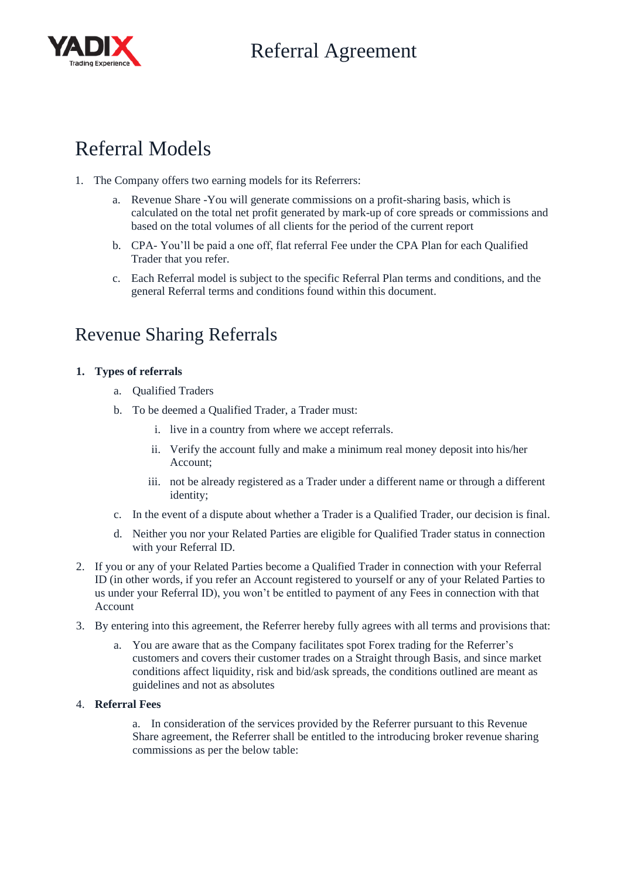# Referral Models

1. The Company offers two earning models for its Referrers:
   a. Revenue Share -You will generate commissions on a profit-sharing basis, which is calculated on the total net profit generated by mark-up of core spreads or commissions and based on the total volumes of all clients for the period of the current report
   b. CPA- You'll be paid a one off, flat referral Fee under the CPA Plan for each Qualified Trader that you refer.
   c. Each Referral model is subject to the specific Referral Plan terms and conditions, and the general Referral terms and conditions found within this document.

# Revenue Sharing Referrals

1. **Types of referrals**
   a. Qualified Traders
   b. To be deemed a Qualified Trader, a Trader must:
      i. live in a country from where we accept referrals.
      ii. Verify the account fully and make a minimum real money deposit into his/her Account;
      iii. not be already registered as a Trader under a different name or through a different identity;
   c. In the event of a dispute about whether a Trader is a Qualified Trader, our decision is final.
   d. Neither you nor your Related Parties are eligible for Qualified Trader status in connection with your Referral ID.
2. If you or any of your Related Parties become a Qualified Trader in connection with your Referral ID (in other words, if you refer an Account registered to yourself or any of your Related Parties to us under your Referral ID), you won't be entitled to payment of any Fees in connection with that Account
3. By entering into this agreement, the Referrer hereby fully agrees with all terms and provisions that:
   a. You are aware that as the Company facilitates spot Forex trading for the Referrer's customers and covers their customer trades on a Straight through Basis, and since market conditions affect liquidity, risk and bid/ask spreads, the conditions outlined are meant as guidelines and not as absolutes
4. **Referral Fees**
   a. In consideration of the services provided by the Referrer pursuant to this Revenue Share agreement, the Referrer shall be entitled to the introducing broker revenue sharing commissions as per the below table: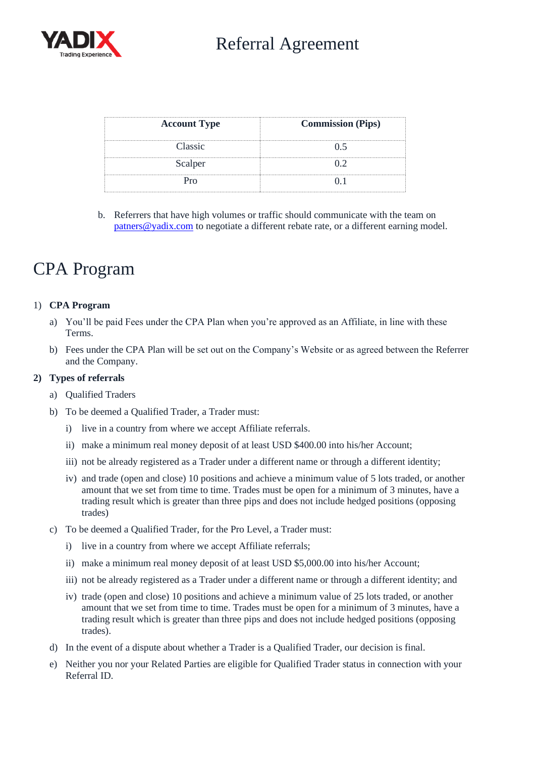| Account Type | Commission (Pips) |
| --- | --- |
| Classic | 0.5 |
| Scalper | 0.2 |
| Pro | 0.1 |

b. Referrers that have high volumes or traffic should communicate with the team on patners@yadix.com to negotiate a different rebate rate, or a different earning model.

# CPA Program

1) **CPA Program**

   a) You'll be paid Fees under the CPA Plan when you're approved as an Affiliate, in line with these Terms.

   b) Fees under the CPA Plan will be set out on the Company's Website or as agreed between the Referrer and the Company.

2) **Types of referrals**

   a) Qualified Traders

   b) To be deemed a Qualified Trader, a Trader must:

      i) live in a country from where we accept Affiliate referrals.

      ii) make a minimum real money deposit of at least USD $400.00 into his/her Account;

      iii) not be already registered as a Trader under a different name or through a different identity;

      iv) and trade (open and close) 10 positions and achieve a minimum value of 5 lots traded, or another amount that we set from time to time. Trades must be open for a minimum of 3 minutes, have a trading result which is greater than three pips and does not include hedged positions (opposing trades)

   c) To be deemed a Qualified Trader, for the Pro Level, a Trader must:

      i) live in a country from where we accept Affiliate referrals;

      ii) make a minimum real money deposit of at least USD $5,000.00 into his/her Account;

      iii) not be already registered as a Trader under a different name or through a different identity; and

      iv) trade (open and close) 10 positions and achieve a minimum value of 25 lots traded, or another amount that we set from time to time. Trades must be open for a minimum of 3 minutes, have a trading result which is greater than three pips and does not include hedged positions (opposing trades).

   d) In the event of a dispute about whether a Trader is a Qualified Trader, our decision is final.

   e) Neither you nor your Related Parties are eligible for Qualified Trader status in connection with your Referral ID.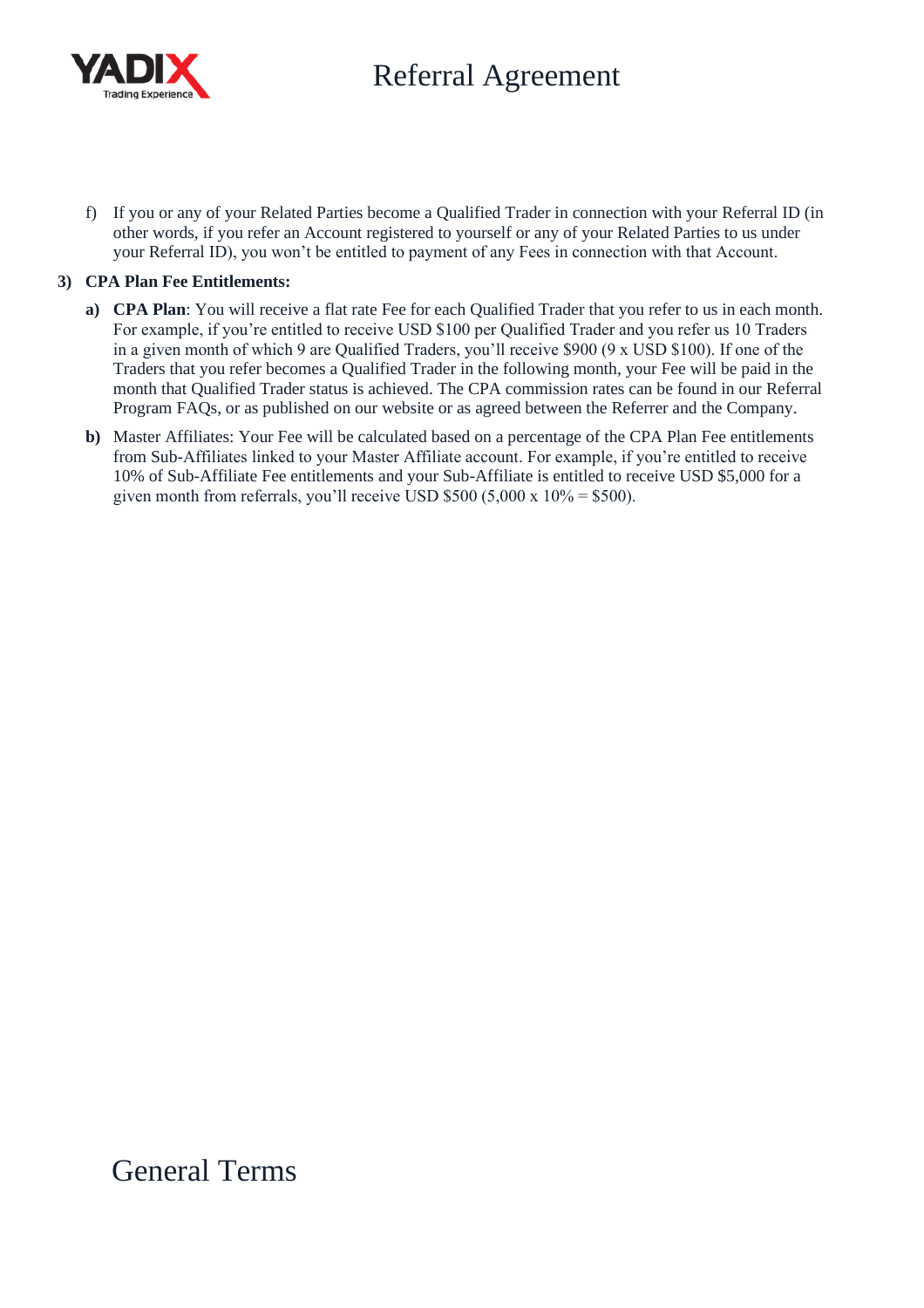f) If you or any of your Related Parties become a Qualified Trader in connection with your Referral ID (in other words, if you refer an Account registered to yourself or any of your Related Parties to us under your Referral ID), you won't be entitled to payment of any Fees in connection with that Account.

**3) CPA Plan Fee Entitlements:**

**a) CPA Plan**: You will receive a flat rate Fee for each Qualified Trader that you refer to us in each month. For example, if you're entitled to receive USD $100 per Qualified Trader and you refer us 10 Traders in a given month of which 9 are Qualified Traders, you'll receive $900 (9 x USD $100). If one of the Traders that you refer becomes a Qualified Trader in the following month, your Fee will be paid in the month that Qualified Trader status is achieved. The CPA commission rates can be found in our Referral Program FAQs, or as published on our website or as agreed between the Referrer and the Company.

**b)** Master Affiliates: Your Fee will be calculated based on a percentage of the CPA Plan Fee entitlements from Sub-Affiliates linked to your Master Affiliate account. For example, if you're entitled to receive 10% of Sub-Affiliate Fee entitlements and your Sub-Affiliate is entitled to receive USD $5,000 for a given month from referrals, you'll receive USD $500 (5,000 x 10% = $500).

# General Terms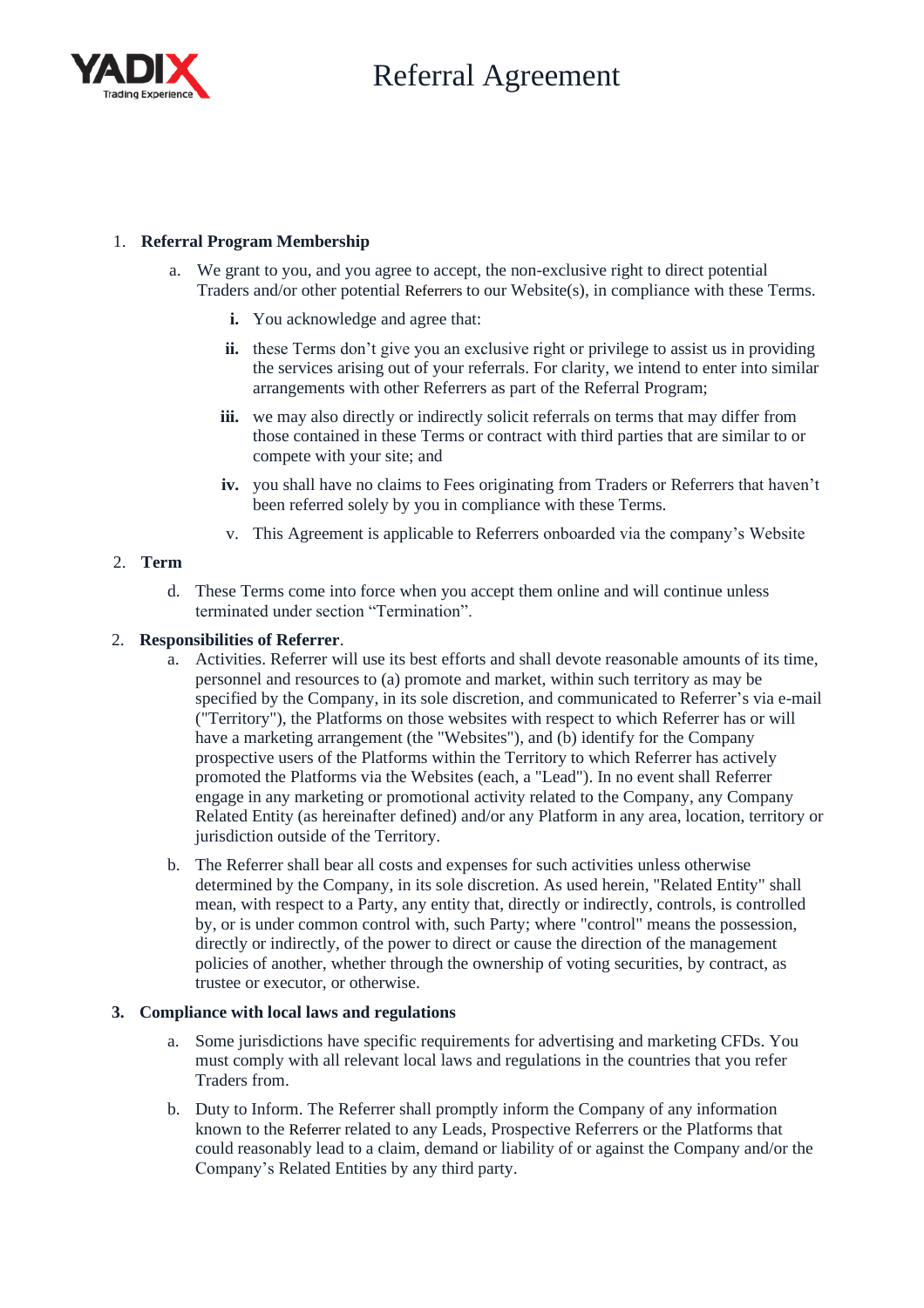# Referral Agreement

1. **Referral Program Membership**

   a. We grant to you, and you agree to accept, the non-exclusive right to direct potential Traders and/or other potential Referrers to our Website(s), in compliance with these Terms.

      **i.** You acknowledge and agree that:

      **ii.** these Terms don't give you an exclusive right or privilege to assist us in providing the services arising out of your referrals. For clarity, we intend to enter into similar arrangements with other Referrers as part of the Referral Program;

      **iii.** we may also directly or indirectly solicit referrals on terms that may differ from those contained in these Terms or contract with third parties that are similar to or compete with your site; and

      **iv.** you shall have no claims to Fees originating from Traders or Referrers that haven't been referred solely by you in compliance with these Terms.

      v. This Agreement is applicable to Referrers onboarded via the company's Website

2. **Term**

   d. These Terms come into force when you accept them online and will continue unless terminated under section "Termination".

2. **Responsibilities of Referrer**.

   a. Activities. Referrer will use its best efforts and shall devote reasonable amounts of its time, personnel and resources to (a) promote and market, within such territory as may be specified by the Company, in its sole discretion, and communicated to Referrer's via e-mail ("Territory"), the Platforms on those websites with respect to which Referrer has or will have a marketing arrangement (the "Websites"), and (b) identify for the Company prospective users of the Platforms within the Territory to which Referrer has actively promoted the Platforms via the Websites (each, a "Lead"). In no event shall Referrer engage in any marketing or promotional activity related to the Company, any Company Related Entity (as hereinafter defined) and/or any Platform in any area, location, territory or jurisdiction outside of the Territory.

   b. The Referrer shall bear all costs and expenses for such activities unless otherwise determined by the Company, in its sole discretion. As used herein, "Related Entity" shall mean, with respect to a Party, any entity that, directly or indirectly, controls, is controlled by, or is under common control with, such Party; where "control" means the possession, directly or indirectly, of the power to direct or cause the direction of the management policies of another, whether through the ownership of voting securities, by contract, as trustee or executor, or otherwise.

3. **Compliance with local laws and regulations**

   a. Some jurisdictions have specific requirements for advertising and marketing CFDs. You must comply with all relevant local laws and regulations in the countries that you refer Traders from.

   b. Duty to Inform. The Referrer shall promptly inform the Company of any information known to the Referrer related to any Leads, Prospective Referrers or the Platforms that could reasonably lead to a claim, demand or liability of or against the Company and/or the Company's Related Entities by any third party.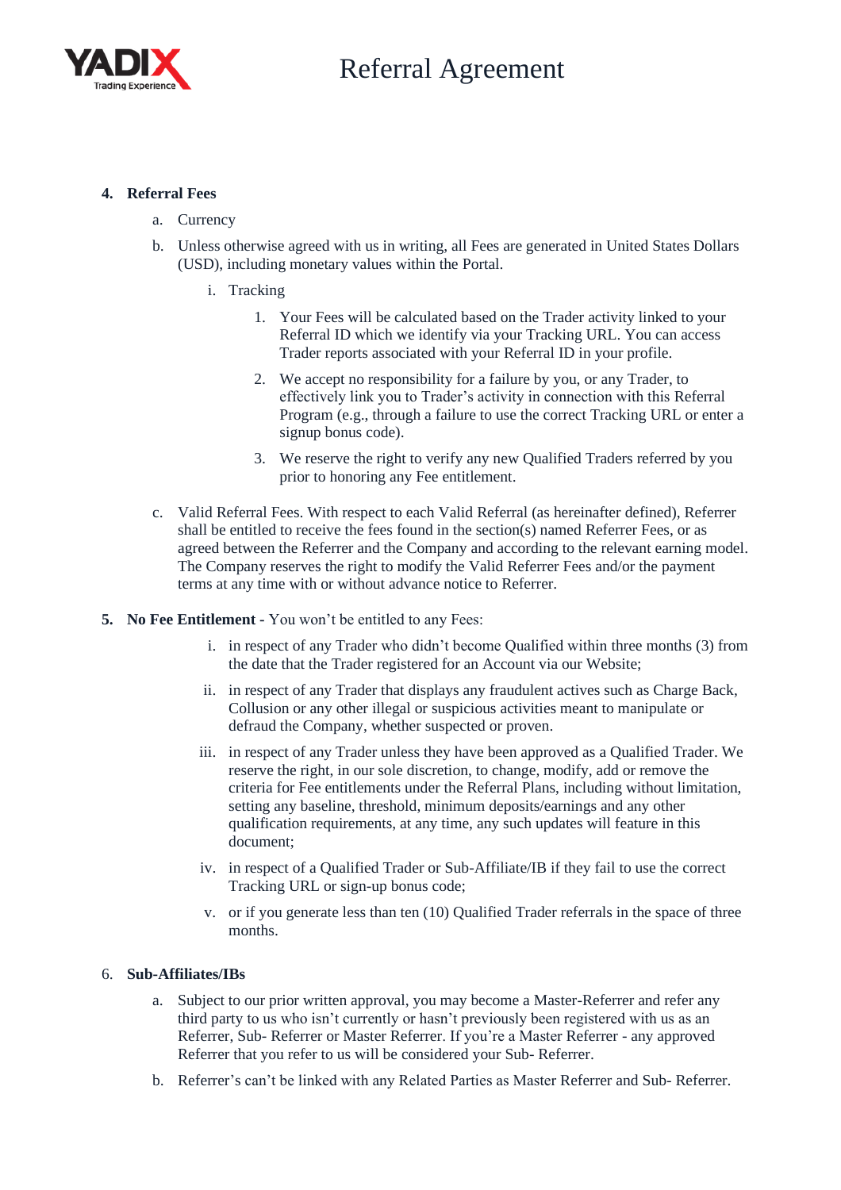4. **Referral Fees**

    a. Currency

    b. Unless otherwise agreed with us in writing, all Fees are generated in United States Dollars (USD), including monetary values within the Portal.

        i. Tracking

            1. Your Fees will be calculated based on the Trader activity linked to your Referral ID which we identify via your Tracking URL. You can access Trader reports associated with your Referral ID in your profile.

            2. We accept no responsibility for a failure by you, or any Trader, to effectively link you to Trader's activity in connection with this Referral Program (e.g., through a failure to use the correct Tracking URL or enter a signup bonus code).

            3. We reserve the right to verify any new Qualified Traders referred by you prior to honoring any Fee entitlement.

    c. Valid Referral Fees. With respect to each Valid Referral (as hereinafter defined), Referrer shall be entitled to receive the fees found in the section(s) named Referrer Fees, or as agreed between the Referrer and the Company and according to the relevant earning model. The Company reserves the right to modify the Valid Referrer Fees and/or the payment terms at any time with or without advance notice to Referrer.

5. **No Fee Entitlement -** You won't be entitled to any Fees:

    i. in respect of any Trader who didn't become Qualified within three months (3) from the date that the Trader registered for an Account via our Website;

    ii. in respect of any Trader that displays any fraudulent actives such as Charge Back, Collusion or any other illegal or suspicious activities meant to manipulate or defraud the Company, whether suspected or proven.

    iii. in respect of any Trader unless they have been approved as a Qualified Trader. We reserve the right, in our sole discretion, to change, modify, add or remove the criteria for Fee entitlements under the Referral Plans, including without limitation, setting any baseline, threshold, minimum deposits/earnings and any other qualification requirements, at any time, any such updates will feature in this document;

    iv. in respect of a Qualified Trader or Sub-Affiliate/IB if they fail to use the correct Tracking URL or sign-up bonus code;

    v. or if you generate less than ten (10) Qualified Trader referrals in the space of three months.

6. **Sub-Affiliates/IBs**

    a. Subject to our prior written approval, you may become a Master-Referrer and refer any third party to us who isn't currently or hasn't previously been registered with us as an Referrer, Sub- Referrer or Master Referrer. If you're a Master Referrer - any approved Referrer that you refer to us will be considered your Sub- Referrer.

    b. Referrer's can't be linked with any Related Parties as Master Referrer and Sub- Referrer.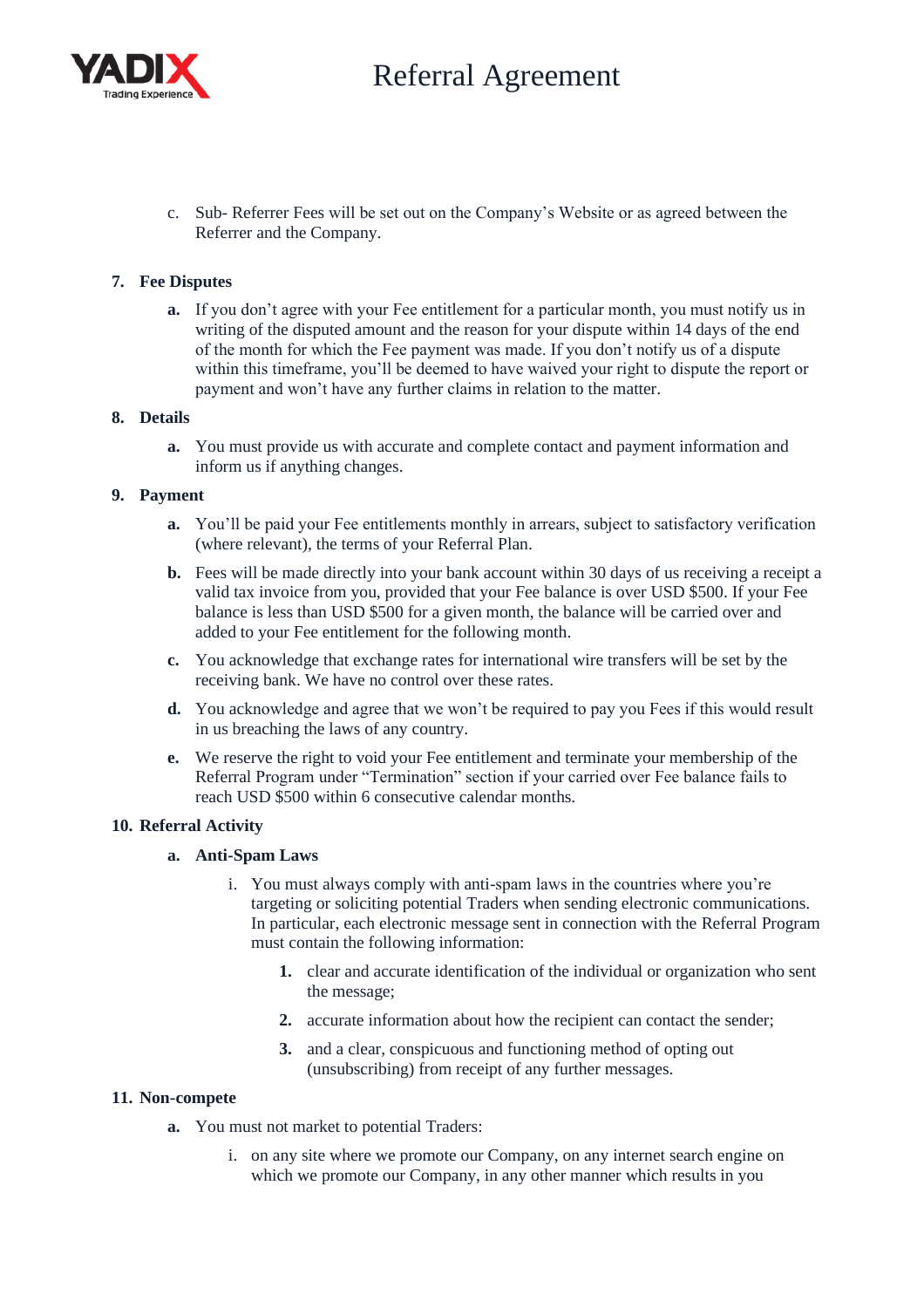c. Sub- Referrer Fees will be set out on the Company's Website or as agreed between the Referrer and the Company.

**7. Fee Disputes**

**a.** If you don't agree with your Fee entitlement for a particular month, you must notify us in writing of the disputed amount and the reason for your dispute within 14 days of the end of the month for which the Fee payment was made. If you don't notify us of a dispute within this timeframe, you'll be deemed to have waived your right to dispute the report or payment and won't have any further claims in relation to the matter.

**8. Details**

**a.** You must provide us with accurate and complete contact and payment information and inform us if anything changes.

**9. Payment**

**a.** You'll be paid your Fee entitlements monthly in arrears, subject to satisfactory verification (where relevant), the terms of your Referral Plan.

**b.** Fees will be made directly into your bank account within 30 days of us receiving a receipt a valid tax invoice from you, provided that your Fee balance is over USD $500. If your Fee balance is less than USD $500 for a given month, the balance will be carried over and added to your Fee entitlement for the following month.

**c.** You acknowledge that exchange rates for international wire transfers will be set by the receiving bank. We have no control over these rates.

**d.** You acknowledge and agree that we won't be required to pay you Fees if this would result in us breaching the laws of any country.

**e.** We reserve the right to void your Fee entitlement and terminate your membership of the Referral Program under "Termination" section if your carried over Fee balance fails to reach USD $500 within 6 consecutive calendar months.

**10. Referral Activity**

**a. Anti-Spam Laws**

i. You must always comply with anti-spam laws in the countries where you're targeting or soliciting potential Traders when sending electronic communications. In particular, each electronic message sent in connection with the Referral Program must contain the following information:

**1.** clear and accurate identification of the individual or organization who sent the message;

**2.** accurate information about how the recipient can contact the sender;

**3.** and a clear, conspicuous and functioning method of opting out (unsubscribing) from receipt of any further messages.

**11. Non-compete**

**a.** You must not market to potential Traders:

i. on any site where we promote our Company, on any internet search engine on which we promote our Company, in any other manner which results in you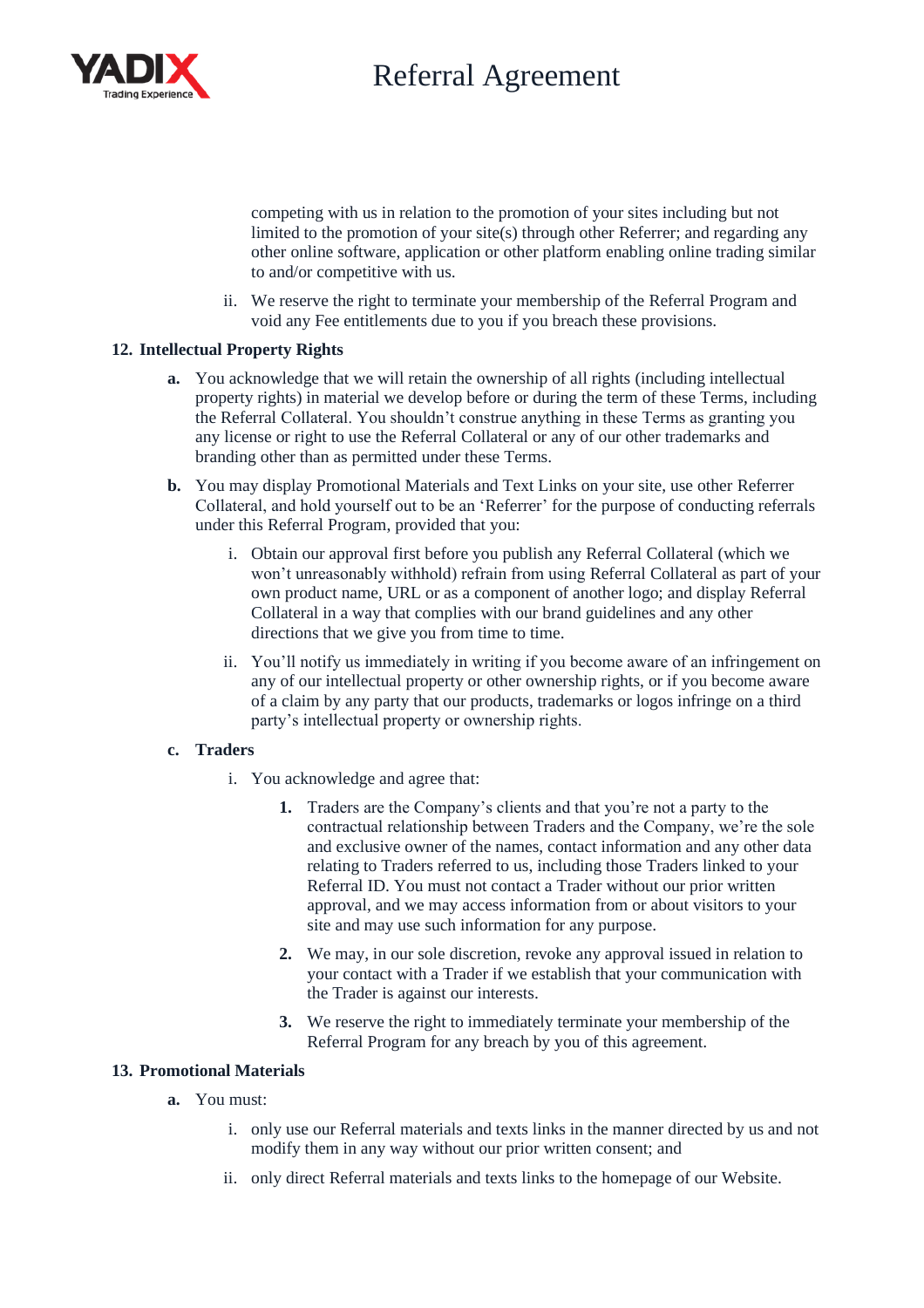competing with us in relation to the promotion of your sites including but not limited to the promotion of your site(s) through other Referrer; and regarding any other online software, application or other platform enabling online trading similar to and/or competitive with us.

ii. We reserve the right to terminate your membership of the Referral Program and void any Fee entitlements due to you if you breach these provisions.

## 12. Intellectual Property Rights

**a.** You acknowledge that we will retain the ownership of all rights (including intellectual property rights) in material we develop before or during the term of these Terms, including the Referral Collateral. You shouldn't construe anything in these Terms as granting you any license or right to use the Referral Collateral or any of our other trademarks and branding other than as permitted under these Terms.

**b.** You may display Promotional Materials and Text Links on your site, use other Referrer Collateral, and hold yourself out to be an 'Referrer' for the purpose of conducting referrals under this Referral Program, provided that you:

i. Obtain our approval first before you publish any Referral Collateral (which we won't unreasonably withhold) refrain from using Referral Collateral as part of your own product name, URL or as a component of another logo; and display Referral Collateral in a way that complies with our brand guidelines and any other directions that we give you from time to time.

ii. You'll notify us immediately in writing if you become aware of an infringement on any of our intellectual property or other ownership rights, or if you become aware of a claim by any party that our products, trademarks or logos infringe on a third party's intellectual property or ownership rights.

**c. Traders**

i. You acknowledge and agree that:

1. Traders are the Company's clients and that you're not a party to the contractual relationship between Traders and the Company, we're the sole and exclusive owner of the names, contact information and any other data relating to Traders referred to us, including those Traders linked to your Referral ID. You must not contact a Trader without our prior written approval, and we may access information from or about visitors to your site and may use such information for any purpose.

2. We may, in our sole discretion, revoke any approval issued in relation to your contact with a Trader if we establish that your communication with the Trader is against our interests.

3. We reserve the right to immediately terminate your membership of the Referral Program for any breach by you of this agreement.

## 13. Promotional Materials

**a.** You must:

i. only use our Referral materials and texts links in the manner directed by us and not modify them in any way without our prior written consent; and

ii. only direct Referral materials and texts links to the homepage of our Website.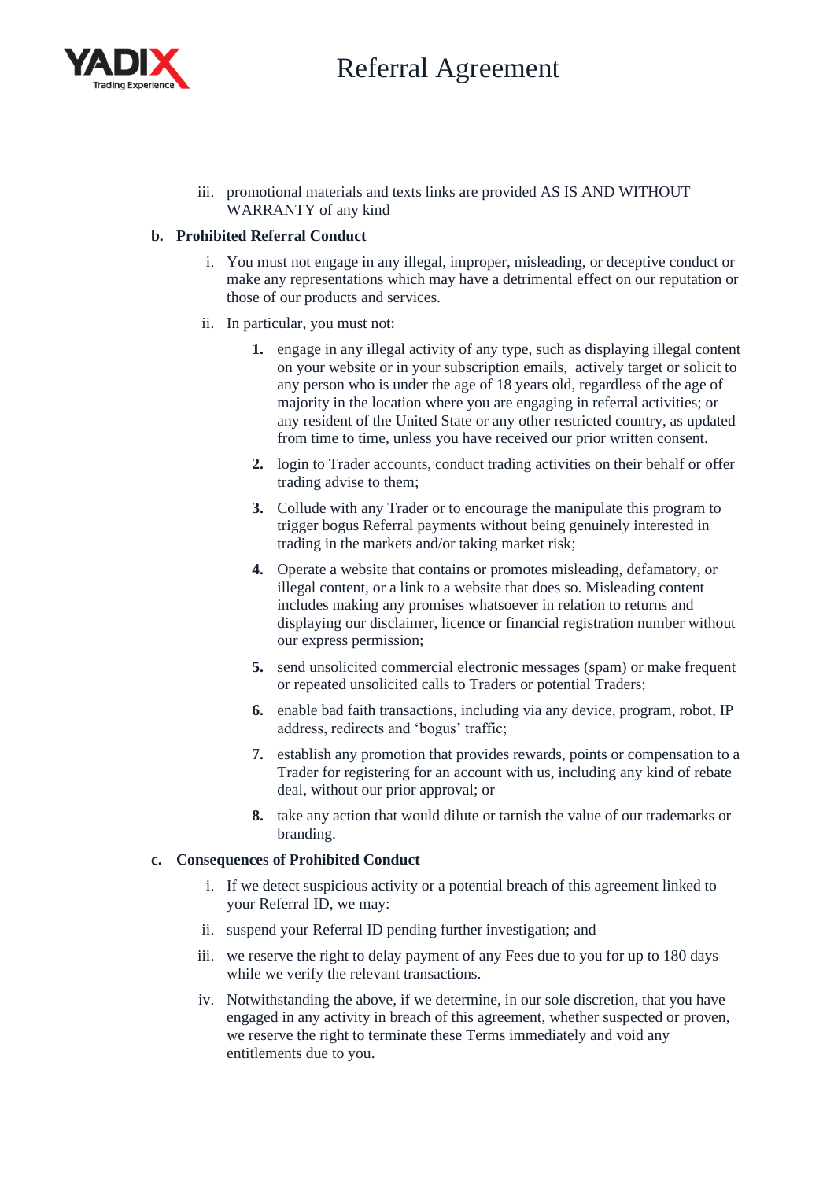iii. promotional materials and texts links are provided AS IS AND WITHOUT WARRANTY of any kind

**b. Prohibited Referral Conduct**

i. You must not engage in any illegal, improper, misleading, or deceptive conduct or make any representations which may have a detrimental effect on our reputation or those of our products and services.

ii. In particular, you must not:

1. engage in any illegal activity of any type, such as displaying illegal content on your website or in your subscription emails, actively target or solicit to any person who is under the age of 18 years old, regardless of the age of majority in the location where you are engaging in referral activities; or any resident of the United State or any other restricted country, as updated from time to time, unless you have received our prior written consent.
2. login to Trader accounts, conduct trading activities on their behalf or offer trading advise to them;
3. Collude with any Trader or to encourage the manipulate this program to trigger bogus Referral payments without being genuinely interested in trading in the markets and/or taking market risk;
4. Operate a website that contains or promotes misleading, defamatory, or illegal content, or a link to a website that does so. Misleading content includes making any promises whatsoever in relation to returns and displaying our disclaimer, licence or financial registration number without our express permission;
5. send unsolicited commercial electronic messages (spam) or make frequent or repeated unsolicited calls to Traders or potential Traders;
6. enable bad faith transactions, including via any device, program, robot, IP address, redirects and 'bogus' traffic;
7. establish any promotion that provides rewards, points or compensation to a Trader for registering for an account with us, including any kind of rebate deal, without our prior approval; or
8. take any action that would dilute or tarnish the value of our trademarks or branding.

**c. Consequences of Prohibited Conduct**

i. If we detect suspicious activity or a potential breach of this agreement linked to your Referral ID, we may:

ii. suspend your Referral ID pending further investigation; and

iii. we reserve the right to delay payment of any Fees due to you for up to 180 days while we verify the relevant transactions.

iv. Notwithstanding the above, if we determine, in our sole discretion, that you have engaged in any activity in breach of this agreement, whether suspected or proven, we reserve the right to terminate these Terms immediately and void any entitlements due to you.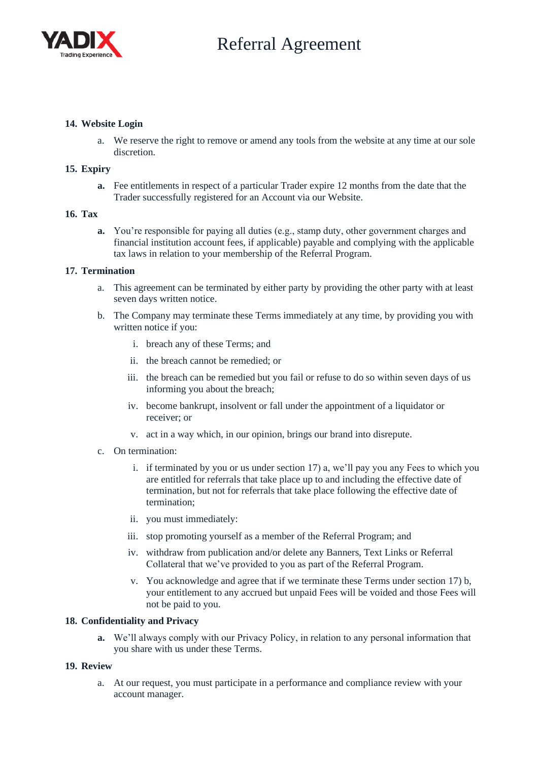**14. Website Login**

a. We reserve the right to remove or amend any tools from the website at any time at our sole discretion.

**15. Expiry**

**a.** Fee entitlements in respect of a particular Trader expire 12 months from the date that the Trader successfully registered for an Account via our Website.

**16. Tax**

**a.** You’re responsible for paying all duties (e.g., stamp duty, other government charges and financial institution account fees, if applicable) payable and complying with the applicable tax laws in relation to your membership of the Referral Program.

**17. Termination**

a. This agreement can be terminated by either party by providing the other party with at least seven days written notice.

b. The Company may terminate these Terms immediately at any time, by providing you with written notice if you:

   i. breach any of these Terms; and

   ii. the breach cannot be remedied; or

   iii. the breach can be remedied but you fail or refuse to do so within seven days of us informing you about the breach;

   iv. become bankrupt, insolvent or fall under the appointment of a liquidator or receiver; or

   v. act in a way which, in our opinion, brings our brand into disrepute.

c. On termination:

   i. if terminated by you or us under section 17) a, we’ll pay you any Fees to which you are entitled for referrals that take place up to and including the effective date of termination, but not for referrals that take place following the effective date of termination;

   ii. you must immediately:

   iii. stop promoting yourself as a member of the Referral Program; and

   iv. withdraw from publication and/or delete any Banners, Text Links or Referral Collateral that we’ve provided to you as part of the Referral Program.

   v. You acknowledge and agree that if we terminate these Terms under section 17) b, your entitlement to any accrued but unpaid Fees will be voided and those Fees will not be paid to you.

**18. Confidentiality and Privacy**

**a.** We’ll always comply with our Privacy Policy, in relation to any personal information that you share with us under these Terms.

**19. Review**

a. At our request, you must participate in a performance and compliance review with your account manager.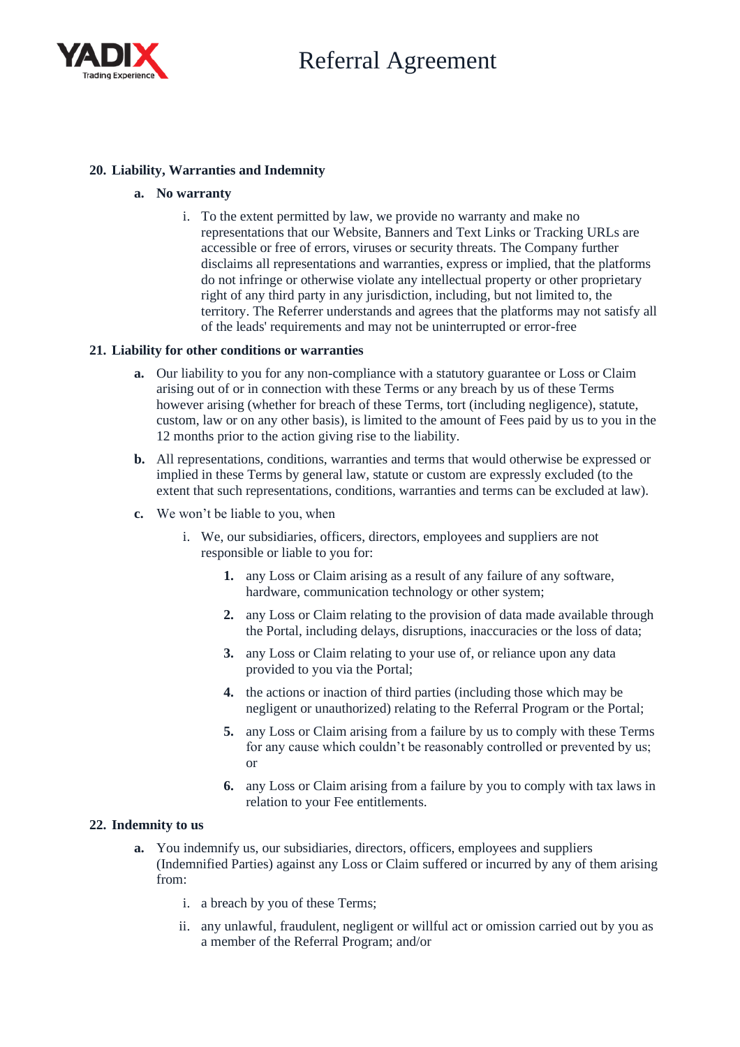## 20. Liability, Warranties and Indemnity

### a. No warranty

i. To the extent permitted by law, we provide no warranty and make no representations that our Website, Banners and Text Links or Tracking URLs are accessible or free of errors, viruses or security threats. The Company further disclaims all representations and warranties, express or implied, that the platforms do not infringe or otherwise violate any intellectual property or other proprietary right of any third party in any jurisdiction, including, but not limited to, the territory. The Referrer understands and agrees that the platforms may not satisfy all of the leads' requirements and may not be uninterrupted or error-free

## 21. Liability for other conditions or warranties

**a.** Our liability to you for any non-compliance with a statutory guarantee or Loss or Claim arising out of or in connection with these Terms or any breach by us of these Terms however arising (whether for breach of these Terms, tort (including negligence), statute, custom, law or on any other basis), is limited to the amount of Fees paid by us to you in the 12 months prior to the action giving rise to the liability.

**b.** All representations, conditions, warranties and terms that would otherwise be expressed or implied in these Terms by general law, statute or custom are expressly excluded (to the extent that such representations, conditions, warranties and terms can be excluded at law).

**c.** We won't be liable to you, when

i. We, our subsidiaries, officers, directors, employees and suppliers are not responsible or liable to you for:

1. any Loss or Claim arising as a result of any failure of any software, hardware, communication technology or other system;
2. any Loss or Claim relating to the provision of data made available through the Portal, including delays, disruptions, inaccuracies or the loss of data;
3. any Loss or Claim relating to your use of, or reliance upon any data provided to you via the Portal;
4. the actions or inaction of third parties (including those which may be negligent or unauthorized) relating to the Referral Program or the Portal;
5. any Loss or Claim arising from a failure by us to comply with these Terms for any cause which couldn't be reasonably controlled or prevented by us; or
6. any Loss or Claim arising from a failure by you to comply with tax laws in relation to your Fee entitlements.

## 22. Indemnity to us

**a.** You indemnify us, our subsidiaries, directors, officers, employees and suppliers (Indemnified Parties) against any Loss or Claim suffered or incurred by any of them arising from:

i. a breach by you of these Terms;

ii. any unlawful, fraudulent, negligent or willful act or omission carried out by you as a member of the Referral Program; and/or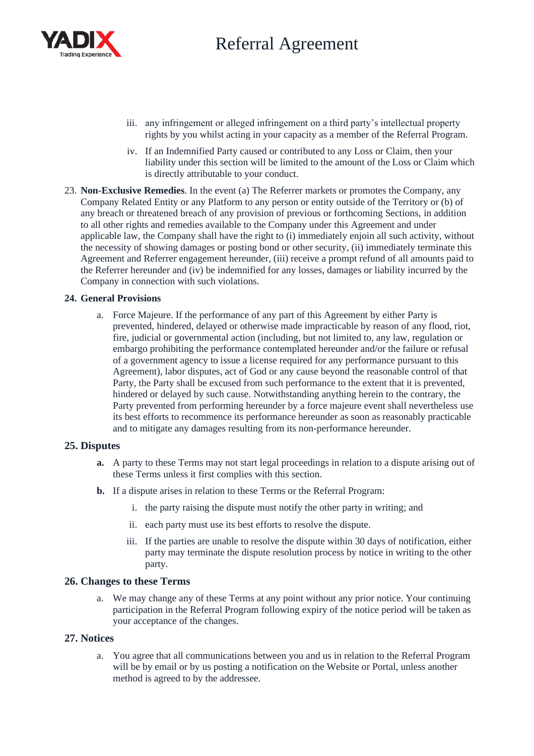iii. any infringement or alleged infringement on a third party's intellectual property rights by you whilst acting in your capacity as a member of the Referral Program.

iv. If an Indemnified Party caused or contributed to any Loss or Claim, then your liability under this section will be limited to the amount of the Loss or Claim which is directly attributable to your conduct.

23. **Non-Exclusive Remedies**. In the event (a) The Referrer markets or promotes the Company, any Company Related Entity or any Platform to any person or entity outside of the Territory or (b) of any breach or threatened breach of any provision of previous or forthcoming Sections, in addition to all other rights and remedies available to the Company under this Agreement and under applicable law, the Company shall have the right to (i) immediately enjoin all such activity, without the necessity of showing damages or posting bond or other security, (ii) immediately terminate this Agreement and Referrer engagement hereunder, (iii) receive a prompt refund of all amounts paid to the Referrer hereunder and (iv) be indemnified for any losses, damages or liability incurred by the Company in connection with such violations.

## 24. General Provisions

a. Force Majeure. If the performance of any part of this Agreement by either Party is prevented, hindered, delayed or otherwise made impracticable by reason of any flood, riot, fire, judicial or governmental action (including, but not limited to, any law, regulation or embargo prohibiting the performance contemplated hereunder and/or the failure or refusal of a government agency to issue a license required for any performance pursuant to this Agreement), labor disputes, act of God or any cause beyond the reasonable control of that Party, the Party shall be excused from such performance to the extent that it is prevented, hindered or delayed by such cause. Notwithstanding anything herein to the contrary, the Party prevented from performing hereunder by a force majeure event shall nevertheless use its best efforts to recommence its performance hereunder as soon as reasonably practicable and to mitigate any damages resulting from its non-performance hereunder.

## 25. Disputes

**a.** A party to these Terms may not start legal proceedings in relation to a dispute arising out of these Terms unless it first complies with this section.

**b.** If a dispute arises in relation to these Terms or the Referral Program:

i. the party raising the dispute must notify the other party in writing; and

ii. each party must use its best efforts to resolve the dispute.

iii. If the parties are unable to resolve the dispute within 30 days of notification, either party may terminate the dispute resolution process by notice in writing to the other party.

## 26. Changes to these Terms

a. We may change any of these Terms at any point without any prior notice. Your continuing participation in the Referral Program following expiry of the notice period will be taken as your acceptance of the changes.

## 27. Notices

a. You agree that all communications between you and us in relation to the Referral Program will be by email or by us posting a notification on the Website or Portal, unless another method is agreed to by the addressee.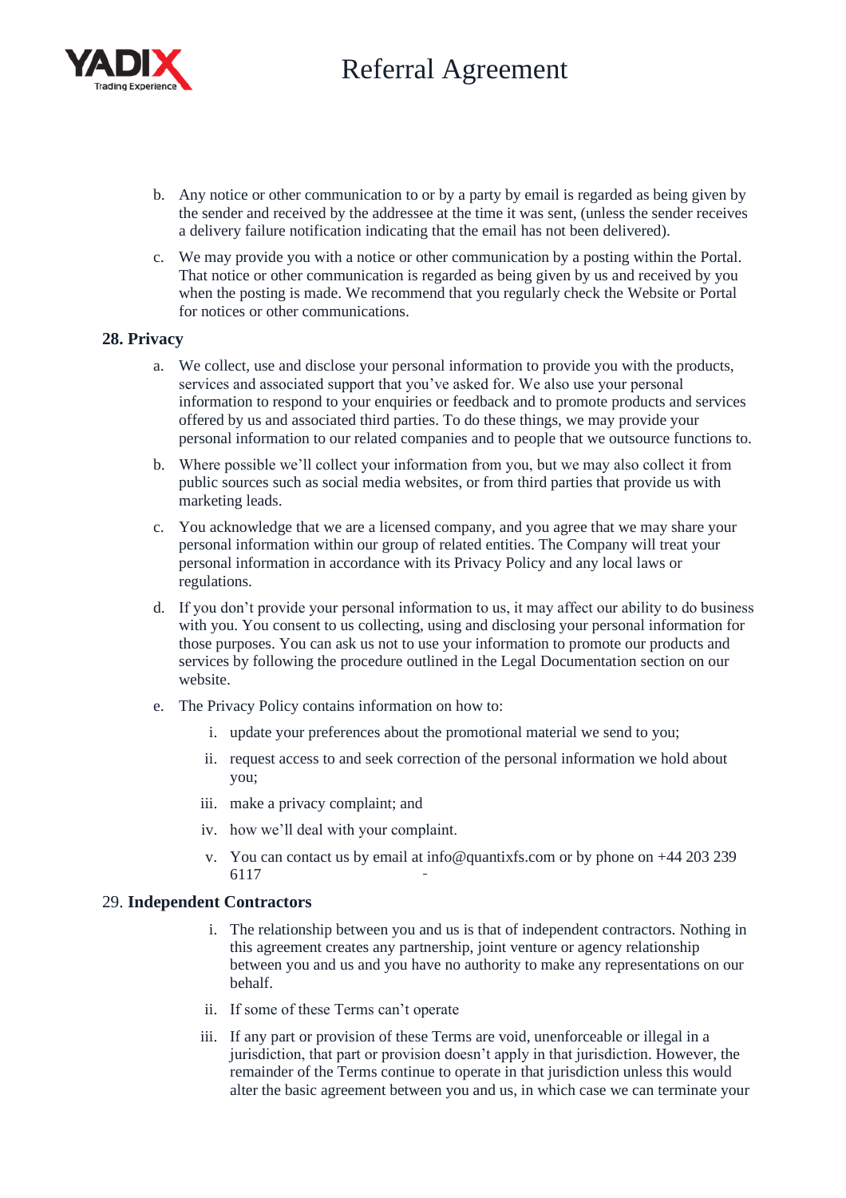b. Any notice or other communication to or by a party by email is regarded as being given by the sender and received by the addressee at the time it was sent, (unless the sender receives a delivery failure notification indicating that the email has not been delivered).

c. We may provide you with a notice or other communication by a posting within the Portal. That notice or other communication is regarded as being given by us and received by you when the posting is made. We recommend that you regularly check the Website or Portal for notices or other communications.

## 28. Privacy

a. We collect, use and disclose your personal information to provide you with the products, services and associated support that you've asked for. We also use your personal information to respond to your enquiries or feedback and to promote products and services offered by us and associated third parties. To do these things, we may provide your personal information to our related companies and to people that we outsource functions to.

b. Where possible we'll collect your information from you, but we may also collect it from public sources such as social media websites, or from third parties that provide us with marketing leads.

c. You acknowledge that we are a licensed company, and you agree that we may share your personal information within our group of related entities. The Company will treat your personal information in accordance with its Privacy Policy and any local laws or regulations.

d. If you don't provide your personal information to us, it may affect our ability to do business with you. You consent to us collecting, using and disclosing your personal information for those purposes. You can ask us not to use your information to promote our products and services by following the procedure outlined in the Legal Documentation section on our website.

e. The Privacy Policy contains information on how to:

   i. update your preferences about the promotional material we send to you;

   ii. request access to and seek correction of the personal information we hold about you;

   iii. make a privacy complaint; and

   iv. how we'll deal with your complaint.

   v. You can contact us by email at info@quantixfs.com or by phone on +44 203 239 6117

## 29. **Independent Contractors**

   i. The relationship between you and us is that of independent contractors. Nothing in this agreement creates any partnership, joint venture or agency relationship between you and us and you have no authority to make any representations on our behalf.

   ii. If some of these Terms can't operate

   iii. If any part or provision of these Terms are void, unenforceable or illegal in a jurisdiction, that part or provision doesn't apply in that jurisdiction. However, the remainder of the Terms continue to operate in that jurisdiction unless this would alter the basic agreement between you and us, in which case we can terminate your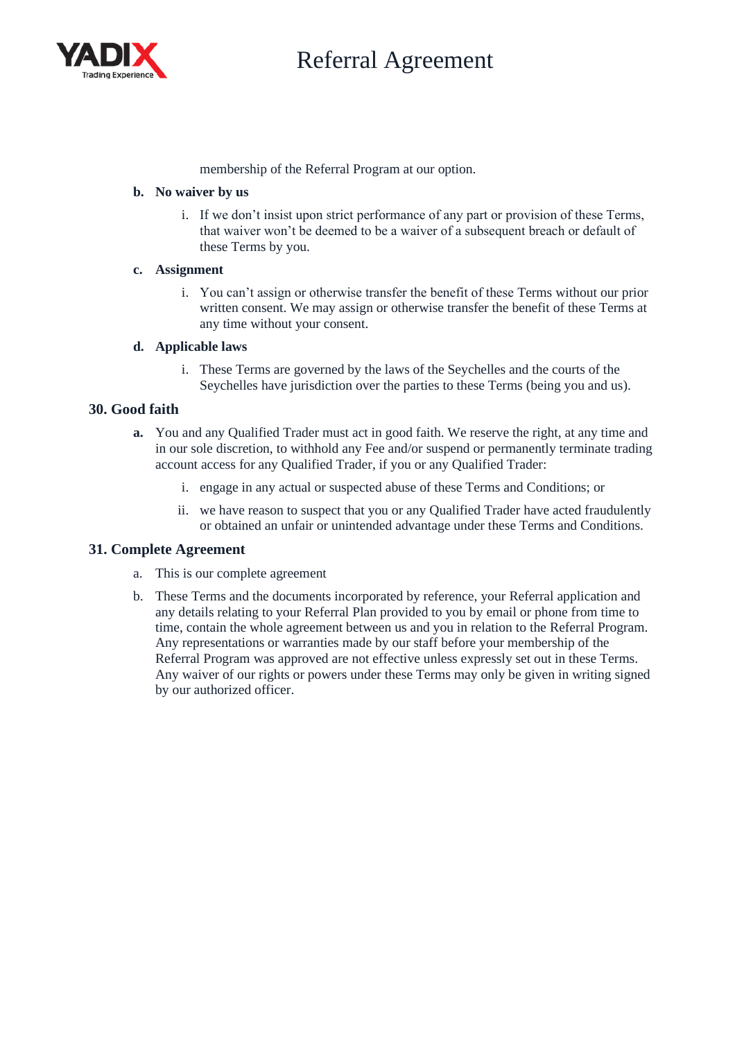membership of the Referral Program at our option.

**b. No waiver by us**

i. If we don't insist upon strict performance of any part or provision of these Terms, that waiver won't be deemed to be a waiver of a subsequent breach or default of these Terms by you.

**c. Assignment**

i. You can't assign or otherwise transfer the benefit of these Terms without our prior written consent. We may assign or otherwise transfer the benefit of these Terms at any time without your consent.

**d. Applicable laws**

i. These Terms are governed by the laws of the Seychelles and the courts of the Seychelles have jurisdiction over the parties to these Terms (being you and us).

## 30. Good faith

**a.** You and any Qualified Trader must act in good faith. We reserve the right, at any time and in our sole discretion, to withhold any Fee and/or suspend or permanently terminate trading account access for any Qualified Trader, if you or any Qualified Trader:

i. engage in any actual or suspected abuse of these Terms and Conditions; or

ii. we have reason to suspect that you or any Qualified Trader have acted fraudulently or obtained an unfair or unintended advantage under these Terms and Conditions.

## 31. Complete Agreement

a. This is our complete agreement

b. These Terms and the documents incorporated by reference, your Referral application and any details relating to your Referral Plan provided to you by email or phone from time to time, contain the whole agreement between us and you in relation to the Referral Program. Any representations or warranties made by our staff before your membership of the Referral Program was approved are not effective unless expressly set out in these Terms. Any waiver of our rights or powers under these Terms may only be given in writing signed by our authorized officer.